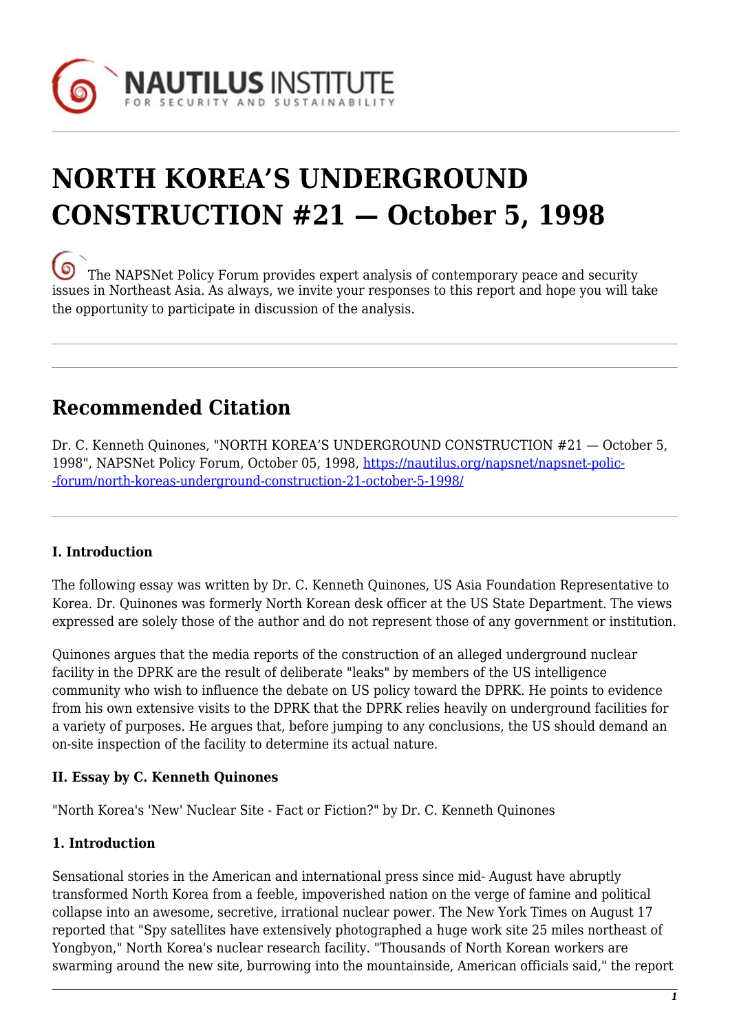NAUTILUS INSTITUTE FOR SECURITY AND SUSTAINABILITY

# NORTH KOREA'S UNDERGROUND CONSTRUCTION #21 — October 5, 1998

The NAPSNet Policy Forum provides expert analysis of contemporary peace and security issues in Northeast Asia. As always, we invite your responses to this report and hope you will take the opportunity to participate in discussion of the analysis.

## Recommended Citation

Dr. C. Kenneth Quinones, "NORTH KOREA'S UNDERGROUND CONSTRUCTION #21 — October 5, 1998", NAPSNet Policy Forum, October 05, 1998, https://nautilus.org/napsnet/napsnet-policy-forum/north-koreas-underground-construction-21-october-5-1998/

**I. Introduction**

The following essay was written by Dr. C. Kenneth Quinones, US Asia Foundation Representative to Korea. Dr. Quinones was formerly North Korean desk officer at the US State Department. The views expressed are solely those of the author and do not represent those of any government or institution.

Quinones argues that the media reports of the construction of an alleged underground nuclear facility in the DPRK are the result of deliberate "leaks" by members of the US intelligence community who wish to influence the debate on US policy toward the DPRK. He points to evidence from his own extensive visits to the DPRK that the DPRK relies heavily on underground facilities for a variety of purposes. He argues that, before jumping to any conclusions, the US should demand an on-site inspection of the facility to determine its actual nature.

**II. Essay by C. Kenneth Quinones**

"North Korea's 'New' Nuclear Site - Fact or Fiction?" by Dr. C. Kenneth Quinones

**1. Introduction**

Sensational stories in the American and international press since mid- August have abruptly transformed North Korea from a feeble, impoverished nation on the verge of famine and political collapse into an awesome, secretive, irrational nuclear power. The New York Times on August 17 reported that "Spy satellites have extensively photographed a huge work site 25 miles northeast of Yongbyon," North Korea's nuclear research facility. "Thousands of North Korean workers are swarming around the new site, burrowing into the mountainside, American officials said," the report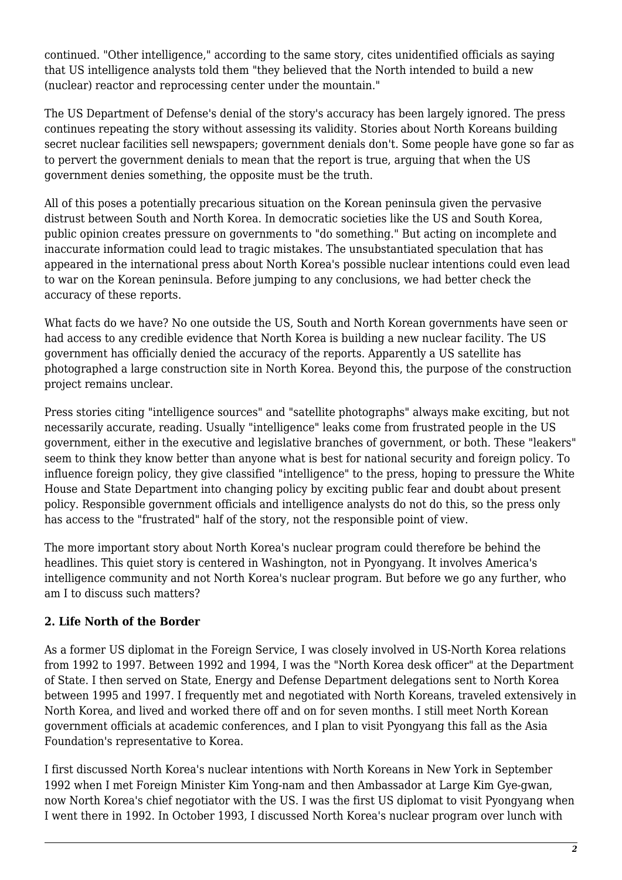continued. "Other intelligence," according to the same story, cites unidentified officials as saying that US intelligence analysts told them "they believed that the North intended to build a new (nuclear) reactor and reprocessing center under the mountain."

The US Department of Defense's denial of the story's accuracy has been largely ignored. The press continues repeating the story without assessing its validity. Stories about North Koreans building secret nuclear facilities sell newspapers; government denials don't. Some people have gone so far as to pervert the government denials to mean that the report is true, arguing that when the US government denies something, the opposite must be the truth.

All of this poses a potentially precarious situation on the Korean peninsula given the pervasive distrust between South and North Korea. In democratic societies like the US and South Korea, public opinion creates pressure on governments to "do something." But acting on incomplete and inaccurate information could lead to tragic mistakes. The unsubstantiated speculation that has appeared in the international press about North Korea's possible nuclear intentions could even lead to war on the Korean peninsula. Before jumping to any conclusions, we had better check the accuracy of these reports.

What facts do we have? No one outside the US, South and North Korean governments have seen or had access to any credible evidence that North Korea is building a new nuclear facility. The US government has officially denied the accuracy of the reports. Apparently a US satellite has photographed a large construction site in North Korea. Beyond this, the purpose of the construction project remains unclear.

Press stories citing "intelligence sources" and "satellite photographs" always make exciting, but not necessarily accurate, reading. Usually "intelligence" leaks come from frustrated people in the US government, either in the executive and legislative branches of government, or both. These "leakers" seem to think they know better than anyone what is best for national security and foreign policy. To influence foreign policy, they give classified "intelligence" to the press, hoping to pressure the White House and State Department into changing policy by exciting public fear and doubt about present policy. Responsible government officials and intelligence analysts do not do this, so the press only has access to the "frustrated" half of the story, not the responsible point of view.

The more important story about North Korea's nuclear program could therefore be behind the headlines. This quiet story is centered in Washington, not in Pyongyang. It involves America's intelligence community and not North Korea's nuclear program. But before we go any further, who am I to discuss such matters?

## 2. Life North of the Border

As a former US diplomat in the Foreign Service, I was closely involved in US-North Korea relations from 1992 to 1997. Between 1992 and 1994, I was the "North Korea desk officer" at the Department of State. I then served on State, Energy and Defense Department delegations sent to North Korea between 1995 and 1997. I frequently met and negotiated with North Koreans, traveled extensively in North Korea, and lived and worked there off and on for seven months. I still meet North Korean government officials at academic conferences, and I plan to visit Pyongyang this fall as the Asia Foundation's representative to Korea.

I first discussed North Korea's nuclear intentions with North Koreans in New York in September 1992 when I met Foreign Minister Kim Yong-nam and then Ambassador at Large Kim Gye-gwan, now North Korea's chief negotiator with the US. I was the first US diplomat to visit Pyongyang when I went there in 1992. In October 1993, I discussed North Korea's nuclear program over lunch with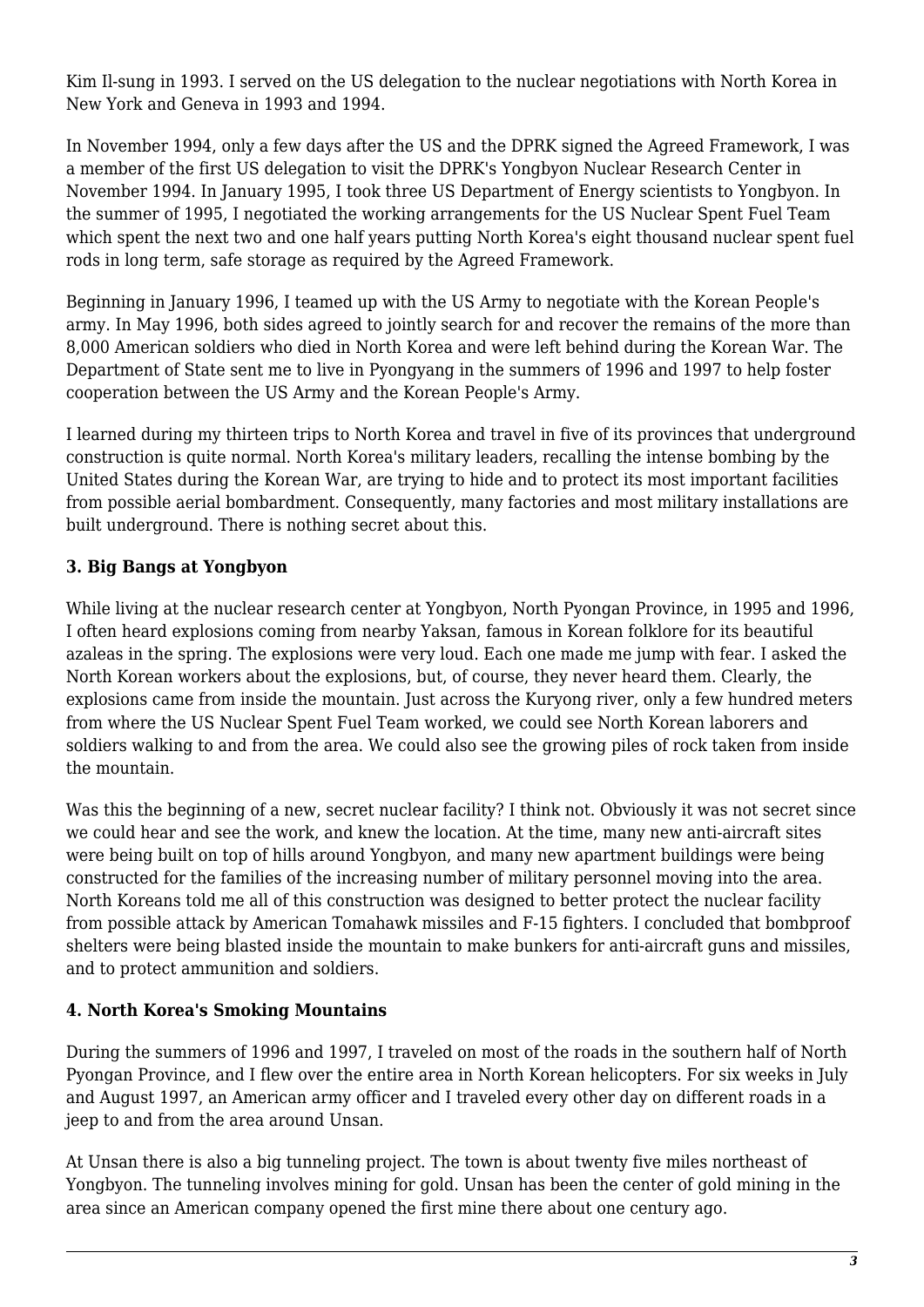Kim Il-sung in 1993. I served on the US delegation to the nuclear negotiations with North Korea in New York and Geneva in 1993 and 1994.

In November 1994, only a few days after the US and the DPRK signed the Agreed Framework, I was a member of the first US delegation to visit the DPRK's Yongbyon Nuclear Research Center in November 1994. In January 1995, I took three US Department of Energy scientists to Yongbyon. In the summer of 1995, I negotiated the working arrangements for the US Nuclear Spent Fuel Team which spent the next two and one half years putting North Korea's eight thousand nuclear spent fuel rods in long term, safe storage as required by the Agreed Framework.

Beginning in January 1996, I teamed up with the US Army to negotiate with the Korean People's army. In May 1996, both sides agreed to jointly search for and recover the remains of the more than 8,000 American soldiers who died in North Korea and were left behind during the Korean War. The Department of State sent me to live in Pyongyang in the summers of 1996 and 1997 to help foster cooperation between the US Army and the Korean People's Army.

I learned during my thirteen trips to North Korea and travel in five of its provinces that underground construction is quite normal. North Korea's military leaders, recalling the intense bombing by the United States during the Korean War, are trying to hide and to protect its most important facilities from possible aerial bombardment. Consequently, many factories and most military installations are built underground. There is nothing secret about this.

### 3. Big Bangs at Yongbyon

While living at the nuclear research center at Yongbyon, North Pyongan Province, in 1995 and 1996, I often heard explosions coming from nearby Yaksan, famous in Korean folklore for its beautiful azaleas in the spring. The explosions were very loud. Each one made me jump with fear. I asked the North Korean workers about the explosions, but, of course, they never heard them. Clearly, the explosions came from inside the mountain. Just across the Kuryong river, only a few hundred meters from where the US Nuclear Spent Fuel Team worked, we could see North Korean laborers and soldiers walking to and from the area. We could also see the growing piles of rock taken from inside the mountain.

Was this the beginning of a new, secret nuclear facility? I think not. Obviously it was not secret since we could hear and see the work, and knew the location. At the time, many new anti-aircraft sites were being built on top of hills around Yongbyon, and many new apartment buildings were being constructed for the families of the increasing number of military personnel moving into the area. North Koreans told me all of this construction was designed to better protect the nuclear facility from possible attack by American Tomahawk missiles and F-15 fighters. I concluded that bombproof shelters were being blasted inside the mountain to make bunkers for anti-aircraft guns and missiles, and to protect ammunition and soldiers.

### 4. North Korea's Smoking Mountains

During the summers of 1996 and 1997, I traveled on most of the roads in the southern half of North Pyongan Province, and I flew over the entire area in North Korean helicopters. For six weeks in July and August 1997, an American army officer and I traveled every other day on different roads in a jeep to and from the area around Unsan.

At Unsan there is also a big tunneling project. The town is about twenty five miles northeast of Yongbyon. The tunneling involves mining for gold. Unsan has been the center of gold mining in the area since an American company opened the first mine there about one century ago.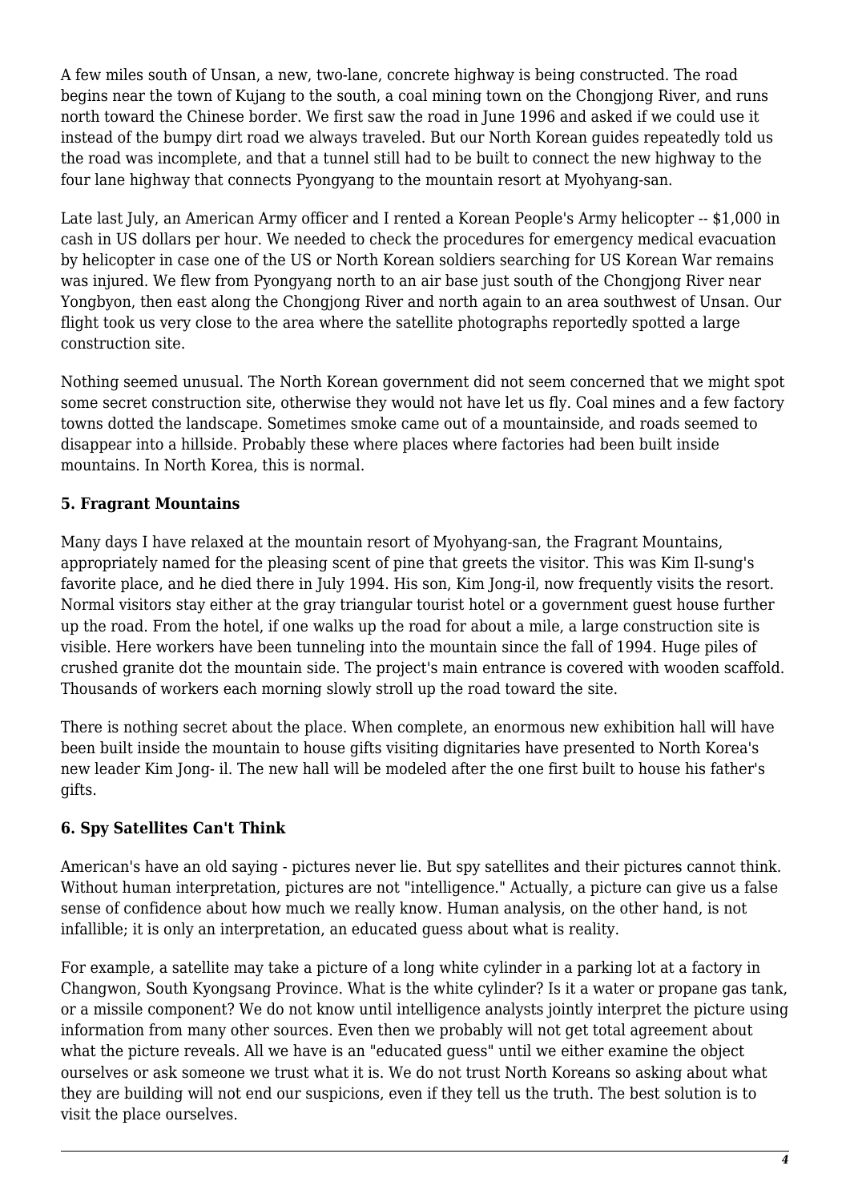A few miles south of Unsan, a new, two-lane, concrete highway is being constructed. The road begins near the town of Kujang to the south, a coal mining town on the Chongjong River, and runs north toward the Chinese border. We first saw the road in June 1996 and asked if we could use it instead of the bumpy dirt road we always traveled. But our North Korean guides repeatedly told us the road was incomplete, and that a tunnel still had to be built to connect the new highway to the four lane highway that connects Pyongyang to the mountain resort at Myohyang-san.

Late last July, an American Army officer and I rented a Korean People's Army helicopter -- $1,000 in cash in US dollars per hour. We needed to check the procedures for emergency medical evacuation by helicopter in case one of the US or North Korean soldiers searching for US Korean War remains was injured. We flew from Pyongyang north to an air base just south of the Chongjong River near Yongbyon, then east along the Chongjong River and north again to an area southwest of Unsan. Our flight took us very close to the area where the satellite photographs reportedly spotted a large construction site.

Nothing seemed unusual. The North Korean government did not seem concerned that we might spot some secret construction site, otherwise they would not have let us fly. Coal mines and a few factory towns dotted the landscape. Sometimes smoke came out of a mountainside, and roads seemed to disappear into a hillside. Probably these where places where factories had been built inside mountains. In North Korea, this is normal.

### 5. Fragrant Mountains

Many days I have relaxed at the mountain resort of Myohyang-san, the Fragrant Mountains, appropriately named for the pleasing scent of pine that greets the visitor. This was Kim Il-sung's favorite place, and he died there in July 1994. His son, Kim Jong-il, now frequently visits the resort. Normal visitors stay either at the gray triangular tourist hotel or a government guest house further up the road. From the hotel, if one walks up the road for about a mile, a large construction site is visible. Here workers have been tunneling into the mountain since the fall of 1994. Huge piles of crushed granite dot the mountain side. The project's main entrance is covered with wooden scaffold. Thousands of workers each morning slowly stroll up the road toward the site.

There is nothing secret about the place. When complete, an enormous new exhibition hall will have been built inside the mountain to house gifts visiting dignitaries have presented to North Korea's new leader Kim Jong- il. The new hall will be modeled after the one first built to house his father's gifts.

### 6. Spy Satellites Can't Think

American's have an old saying - pictures never lie. But spy satellites and their pictures cannot think. Without human interpretation, pictures are not "intelligence." Actually, a picture can give us a false sense of confidence about how much we really know. Human analysis, on the other hand, is not infallible; it is only an interpretation, an educated guess about what is reality.

For example, a satellite may take a picture of a long white cylinder in a parking lot at a factory in Changwon, South Kyongsang Province. What is the white cylinder? Is it a water or propane gas tank, or a missile component? We do not know until intelligence analysts jointly interpret the picture using information from many other sources. Even then we probably will not get total agreement about what the picture reveals. All we have is an "educated guess" until we either examine the object ourselves or ask someone we trust what it is. We do not trust North Koreans so asking about what they are building will not end our suspicions, even if they tell us the truth. The best solution is to visit the place ourselves.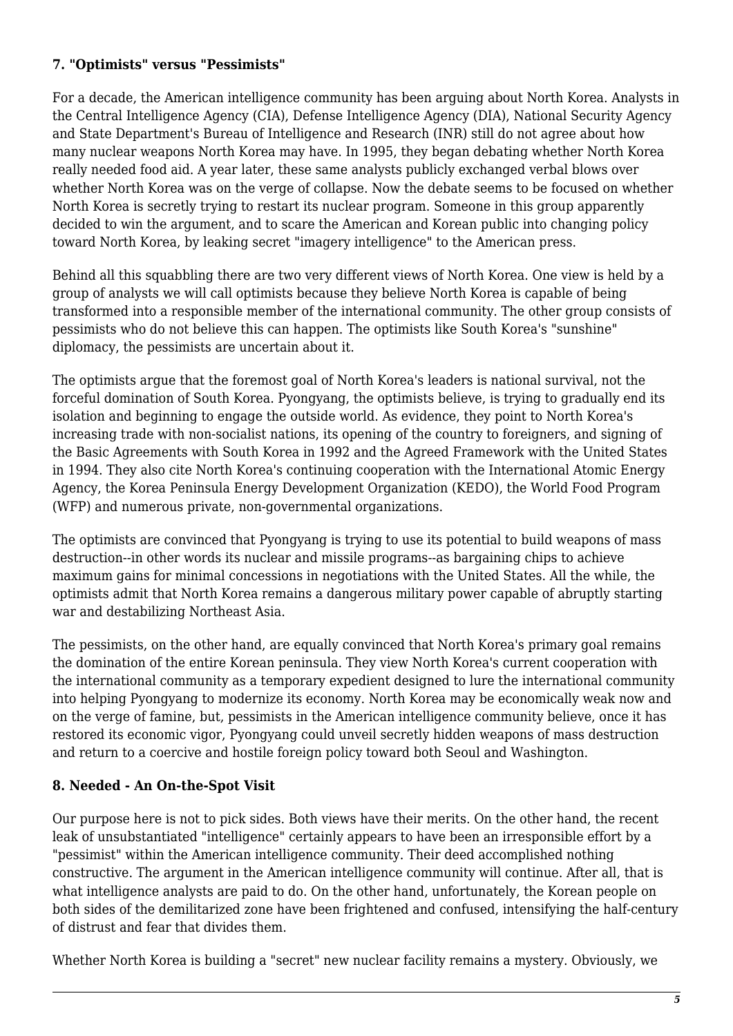### 7. "Optimists" versus "Pessimists"

For a decade, the American intelligence community has been arguing about North Korea. Analysts in the Central Intelligence Agency (CIA), Defense Intelligence Agency (DIA), National Security Agency and State Department's Bureau of Intelligence and Research (INR) still do not agree about how many nuclear weapons North Korea may have. In 1995, they began debating whether North Korea really needed food aid. A year later, these same analysts publicly exchanged verbal blows over whether North Korea was on the verge of collapse. Now the debate seems to be focused on whether North Korea is secretly trying to restart its nuclear program. Someone in this group apparently decided to win the argument, and to scare the American and Korean public into changing policy toward North Korea, by leaking secret "imagery intelligence" to the American press.

Behind all this squabbling there are two very different views of North Korea. One view is held by a group of analysts we will call optimists because they believe North Korea is capable of being transformed into a responsible member of the international community. The other group consists of pessimists who do not believe this can happen. The optimists like South Korea's "sunshine" diplomacy, the pessimists are uncertain about it.

The optimists argue that the foremost goal of North Korea's leaders is national survival, not the forceful domination of South Korea. Pyongyang, the optimists believe, is trying to gradually end its isolation and beginning to engage the outside world. As evidence, they point to North Korea's increasing trade with non-socialist nations, its opening of the country to foreigners, and signing of the Basic Agreements with South Korea in 1992 and the Agreed Framework with the United States in 1994. They also cite North Korea's continuing cooperation with the International Atomic Energy Agency, the Korea Peninsula Energy Development Organization (KEDO), the World Food Program (WFP) and numerous private, non-governmental organizations.

The optimists are convinced that Pyongyang is trying to use its potential to build weapons of mass destruction--in other words its nuclear and missile programs--as bargaining chips to achieve maximum gains for minimal concessions in negotiations with the United States. All the while, the optimists admit that North Korea remains a dangerous military power capable of abruptly starting war and destabilizing Northeast Asia.

The pessimists, on the other hand, are equally convinced that North Korea's primary goal remains the domination of the entire Korean peninsula. They view North Korea's current cooperation with the international community as a temporary expedient designed to lure the international community into helping Pyongyang to modernize its economy. North Korea may be economically weak now and on the verge of famine, but, pessimists in the American intelligence community believe, once it has restored its economic vigor, Pyongyang could unveil secretly hidden weapons of mass destruction and return to a coercive and hostile foreign policy toward both Seoul and Washington.

### 8. Needed - An On-the-Spot Visit

Our purpose here is not to pick sides. Both views have their merits. On the other hand, the recent leak of unsubstantiated "intelligence" certainly appears to have been an irresponsible effort by a "pessimist" within the American intelligence community. Their deed accomplished nothing constructive. The argument in the American intelligence community will continue. After all, that is what intelligence analysts are paid to do. On the other hand, unfortunately, the Korean people on both sides of the demilitarized zone have been frightened and confused, intensifying the half-century of distrust and fear that divides them.

Whether North Korea is building a "secret" new nuclear facility remains a mystery. Obviously, we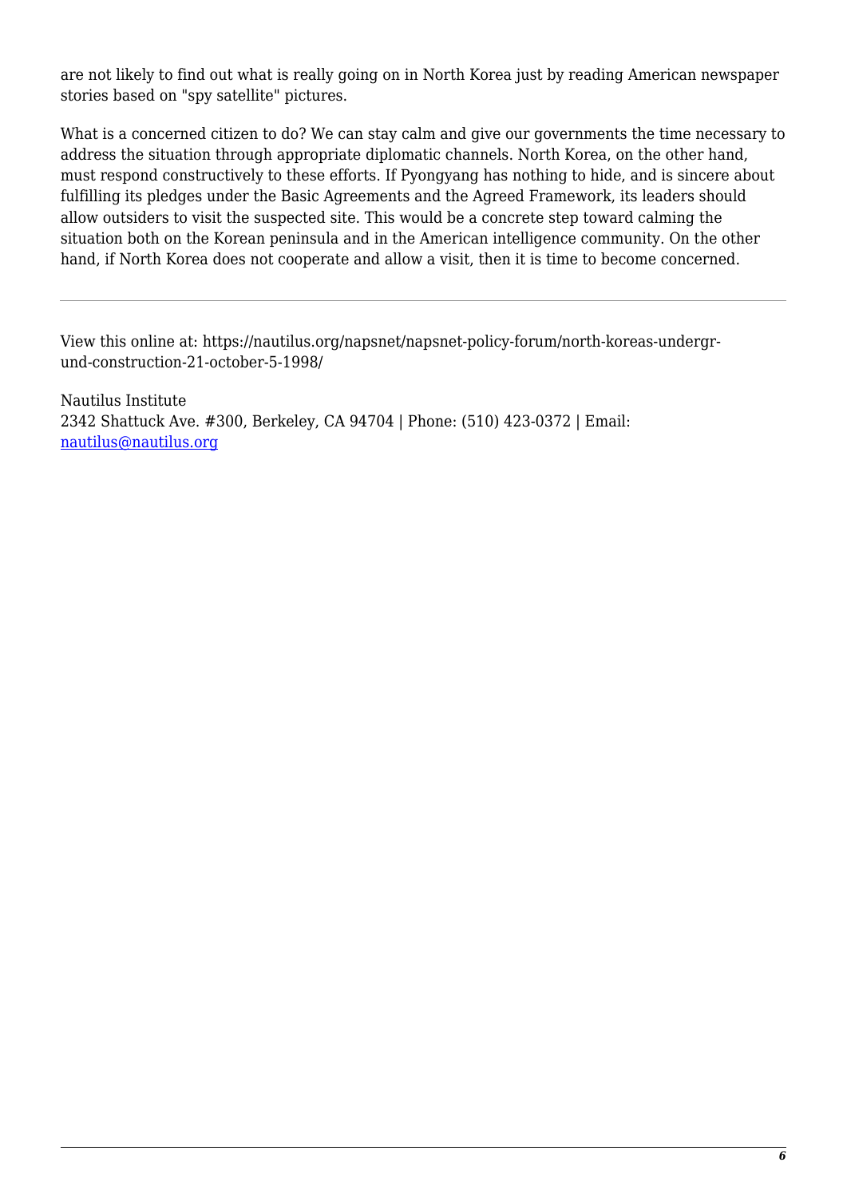are not likely to find out what is really going on in North Korea just by reading American newspaper stories based on "spy satellite" pictures.

What is a concerned citizen to do? We can stay calm and give our governments the time necessary to address the situation through appropriate diplomatic channels. North Korea, on the other hand, must respond constructively to these efforts. If Pyongyang has nothing to hide, and is sincere about fulfilling its pledges under the Basic Agreements and the Agreed Framework, its leaders should allow outsiders to visit the suspected site. This would be a concrete step toward calming the situation both on the Korean peninsula and in the American intelligence community. On the other hand, if North Korea does not cooperate and allow a visit, then it is time to become concerned.

---

View this online at: https://nautilus.org/napsnet/napsnet-policy-forum/north-koreas-underground-construction-21-october-5-1998/

Nautilus Institute
2342 Shattuck Ave. #300, Berkeley, CA 94704 | Phone: (510) 423-0372 | Email: nautilus@nautilus.org